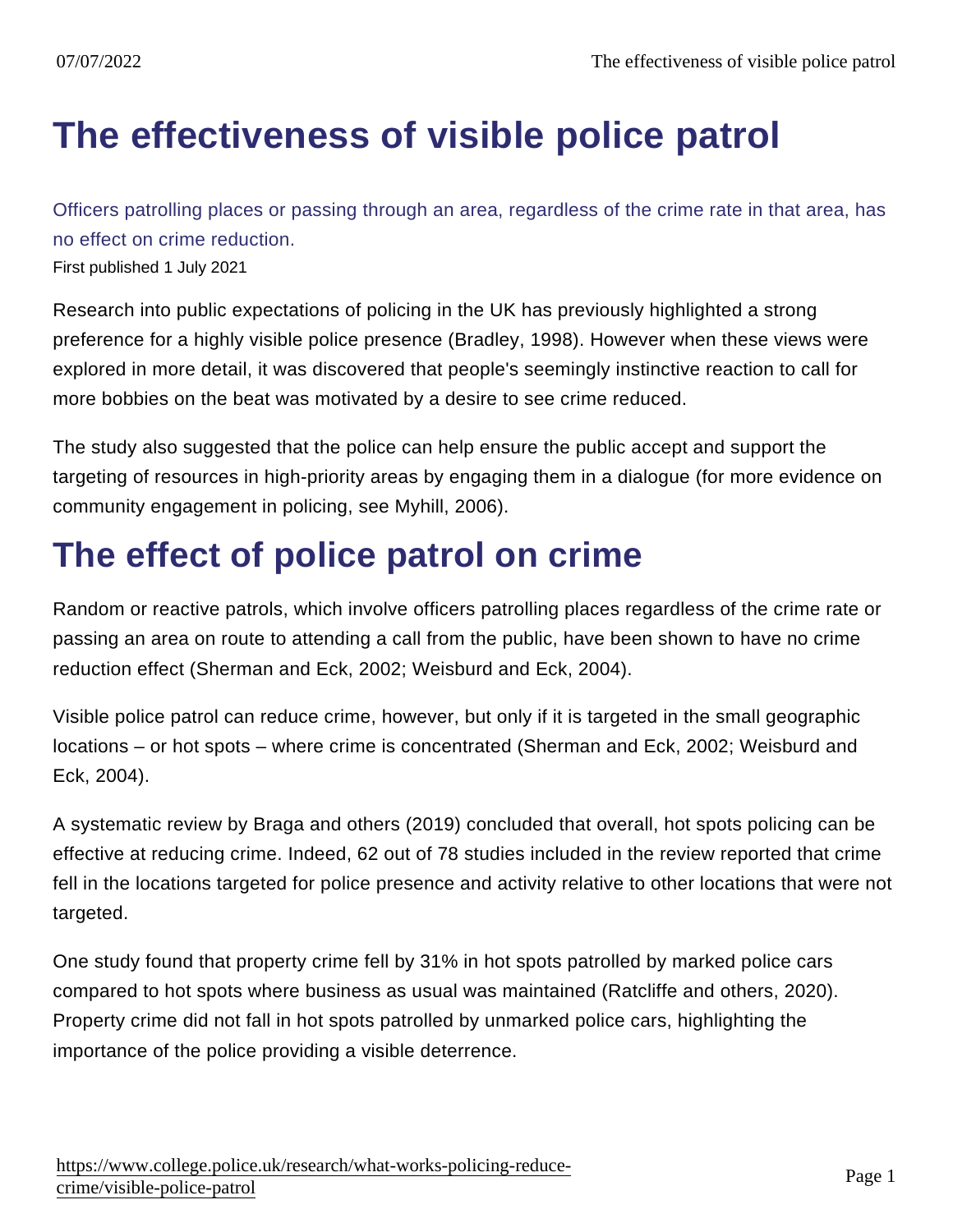# The effectiveness of visible police patrol

Officers patrolling places or passing through an area, regardless of the crime rate in that area, has no effect on crime reduction.

First published 1 July 2021

Research into public expectations of policing in the UK has previously highlighted a strong preference for a highly visible police presence (Bradley, 1998). However when these views were explored in more detail, it was discovered that people's seemingly instinctive reaction to call for more bobbies on the beat was motivated by a desire to see crime reduced.

The study also suggested that the police can help ensure the public accept and support the targeting of resources in high-priority areas by engaging them in a dialogue (for more evidence on community engagement in policing, see Myhill, 2006).

## The effect of police patrol on crime

Random or reactive patrols, which involve officers patrolling places regardless of the crime rate or passing an area on route to attending a call from the public, have been shown to have no crime reduction effect (Sherman and Eck, 2002; Weisburd and Eck, 2004).

Visible police patrol can reduce crime, however, but only if it is targeted in the small geographic locations – or hot spots – where crime is concentrated (Sherman and Eck, 2002; Weisburd and Eck, 2004).

A systematic review by Braga and others (2019) concluded that overall, hot spots policing can be effective at reducing crime. Indeed, 62 out of 78 studies included in the review reported that crime fell in the locations targeted for police presence and activity relative to other locations that were not targeted.

One study found that property crime fell by 31% in hot spots patrolled by marked police cars compared to hot spots where business as usual was maintained (Ratcliffe and others, 2020). Property crime did not fall in hot spots patrolled by unmarked police cars, highlighting the importance of the police providing a visible deterrence.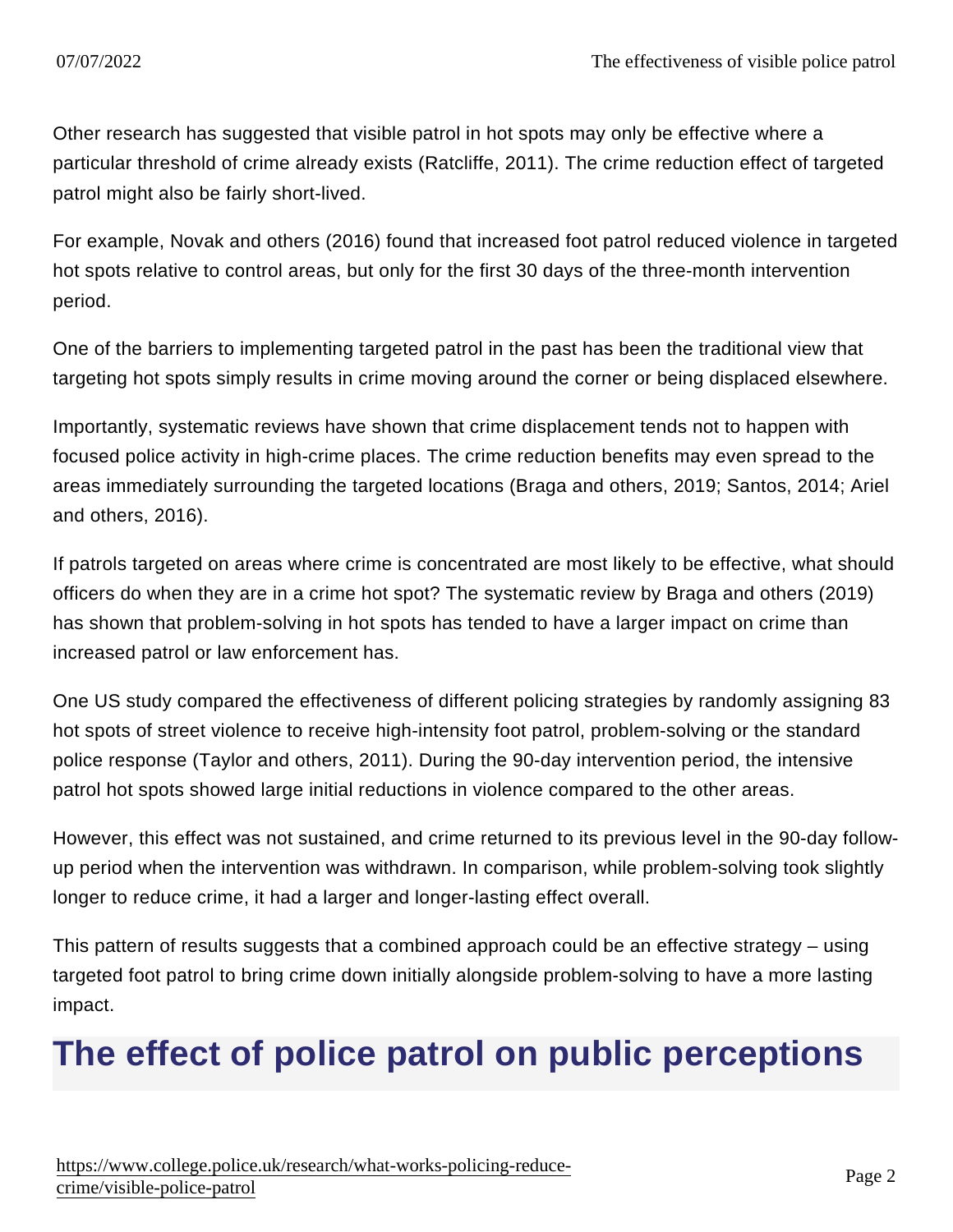Other research has suggested that visible patrol in hot spots may only be effective where a particular threshold of crime already exists (Ratcliffe, 2011). The crime reduction effect of targeted patrol might also be fairly short-lived.

For example, Novak and others (2016) found that increased foot patrol reduced violence in targeted hot spots relative to control areas, but only for the first 30 days of the three-month intervention period.

One of the barriers to implementing targeted patrol in the past has been the traditional view that targeting hot spots simply results in crime moving around the corner or being displaced elsewhere.

Importantly, systematic reviews have shown that crime displacement tends not to happen with focused police activity in high-crime places. The crime reduction benefits may even spread to the areas immediately surrounding the targeted locations (Braga and others, 2019; Santos, 2014; Ariel and others, 2016).

If patrols targeted on areas where crime is concentrated are most likely to be effective, what should officers do when they are in a crime hot spot? The systematic review by Braga and others (2019) has shown that problem-solving in hot spots has tended to have a larger impact on crime than increased patrol or law enforcement has.

One US study compared the effectiveness of different policing strategies by randomly assigning 83 hot spots of street violence to receive high-intensity foot patrol, problem-solving or the standard police response (Taylor and others, 2011). During the 90-day intervention period, the intensive patrol hot spots showed large initial reductions in violence compared to the other areas.

However, this effect was not sustained, and crime returned to its previous level in the 90-day follow-up period when the intervention was withdrawn. In comparison, while problem-solving took slightly longer to reduce crime, it had a larger and longer-lasting effect overall.

This pattern of results suggests that a combined approach could be an effective strategy – using targeted foot patrol to bring crime down initially alongside problem-solving to have a more lasting impact.

## The effect of police patrol on public perceptions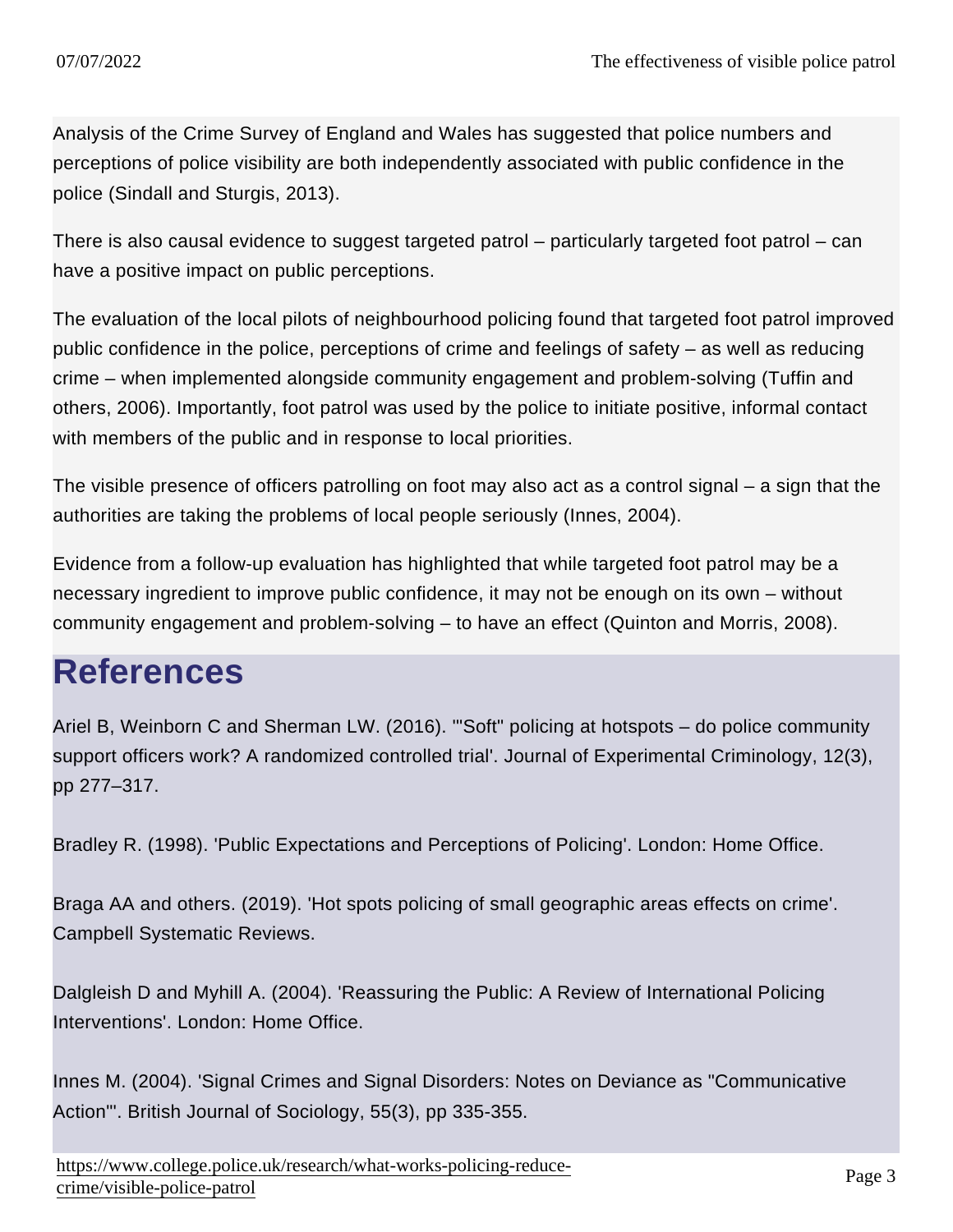Analysis of the Crime Survey of England and Wales has suggested that police numbers and perceptions of police visibility are both independently associated with public confidence in the police (Sindall and Sturgis, 2013).

There is also causal evidence to suggest targeted patrol – particularly targeted foot patrol – can have a positive impact on public perceptions.

The evaluation of the local pilots of neighbourhood policing found that targeted foot patrol improved public confidence in the police, perceptions of crime and feelings of safety – as well as reducing crime – when implemented alongside community engagement and problem-solving (Tuffin and others, 2006). Importantly, foot patrol was used by the police to initiate positive, informal contact with members of the public and in response to local priorities.

The visible presence of officers patrolling on foot may also act as a control signal – a sign that the authorities are taking the problems of local people seriously (Innes, 2004).

Evidence from a follow-up evaluation has highlighted that while targeted foot patrol may be a necessary ingredient to improve public confidence, it may not be enough on its own – without community engagement and problem-solving – to have an effect (Quinton and Morris, 2008).

# References

Ariel B, Weinborn C and Sherman LW. (2016). '"Soft" policing at hotspots – do police community support officers work? A randomized controlled trial'. Journal of Experimental Criminology, 12(3), pp 277–317.

Bradley R. (1998). 'Public Expectations and Perceptions of Policing'. London: Home Office.

Braga AA and others. (2019). 'Hot spots policing of small geographic areas effects on crime'. Campbell Systematic Reviews.

Dalgleish D and Myhill A. (2004). 'Reassuring the Public: A Review of International Policing Interventions'. London: Home Office.

Innes M. (2004). 'Signal Crimes and Signal Disorders: Notes on Deviance as "Communicative Action"'. British Journal of Sociology, 55(3), pp 335-355.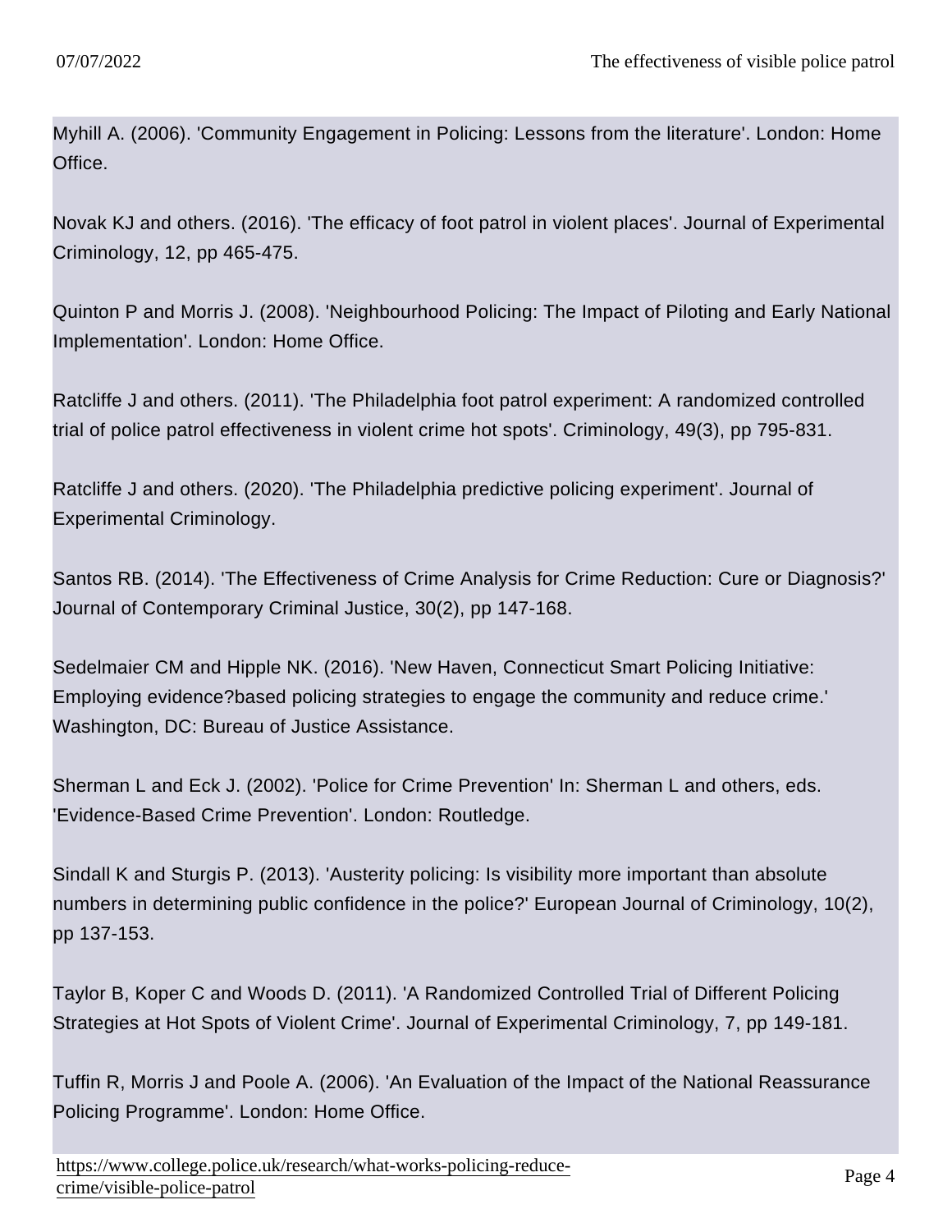Myhill A. (2006). 'Community Engagement in Policing: Lessons from the literature'. London: Home Office.

Novak KJ and others. (2016). 'The efficacy of foot patrol in violent places'. Journal of Experimental Criminology, 12, pp 465-475.

Quinton P and Morris J. (2008). 'Neighbourhood Policing: The Impact of Piloting and Early National Implementation'. London: Home Office.

Ratcliffe J and others. (2011). 'The Philadelphia foot patrol experiment: A randomized controlled trial of police patrol effectiveness in violent crime hot spots'. Criminology, 49(3), pp 795-831.

Ratcliffe J and others. (2020). 'The Philadelphia predictive policing experiment'. Journal of Experimental Criminology.

Santos RB. (2014). 'The Effectiveness of Crime Analysis for Crime Reduction: Cure or Diagnosis?' Journal of Contemporary Criminal Justice, 30(2), pp 147-168.

Sedelmaier CM and Hipple NK. (2016). 'New Haven, Connecticut Smart Policing Initiative: Employing evidence?based policing strategies to engage the community and reduce crime.' Washington, DC: Bureau of Justice Assistance.

Sherman L and Eck J. (2002). 'Police for Crime Prevention' In: Sherman L and others, eds. 'Evidence-Based Crime Prevention'. London: Routledge.

Sindall K and Sturgis P. (2013). 'Austerity policing: Is visibility more important than absolute numbers in determining public confidence in the police?' European Journal of Criminology, 10(2), pp 137-153.

Taylor B, Koper C and Woods D. (2011). 'A Randomized Controlled Trial of Different Policing Strategies at Hot Spots of Violent Crime'. Journal of Experimental Criminology, 7, pp 149-181.

Tuffin R, Morris J and Poole A. (2006). 'An Evaluation of the Impact of the National Reassurance Policing Programme'. London: Home Office.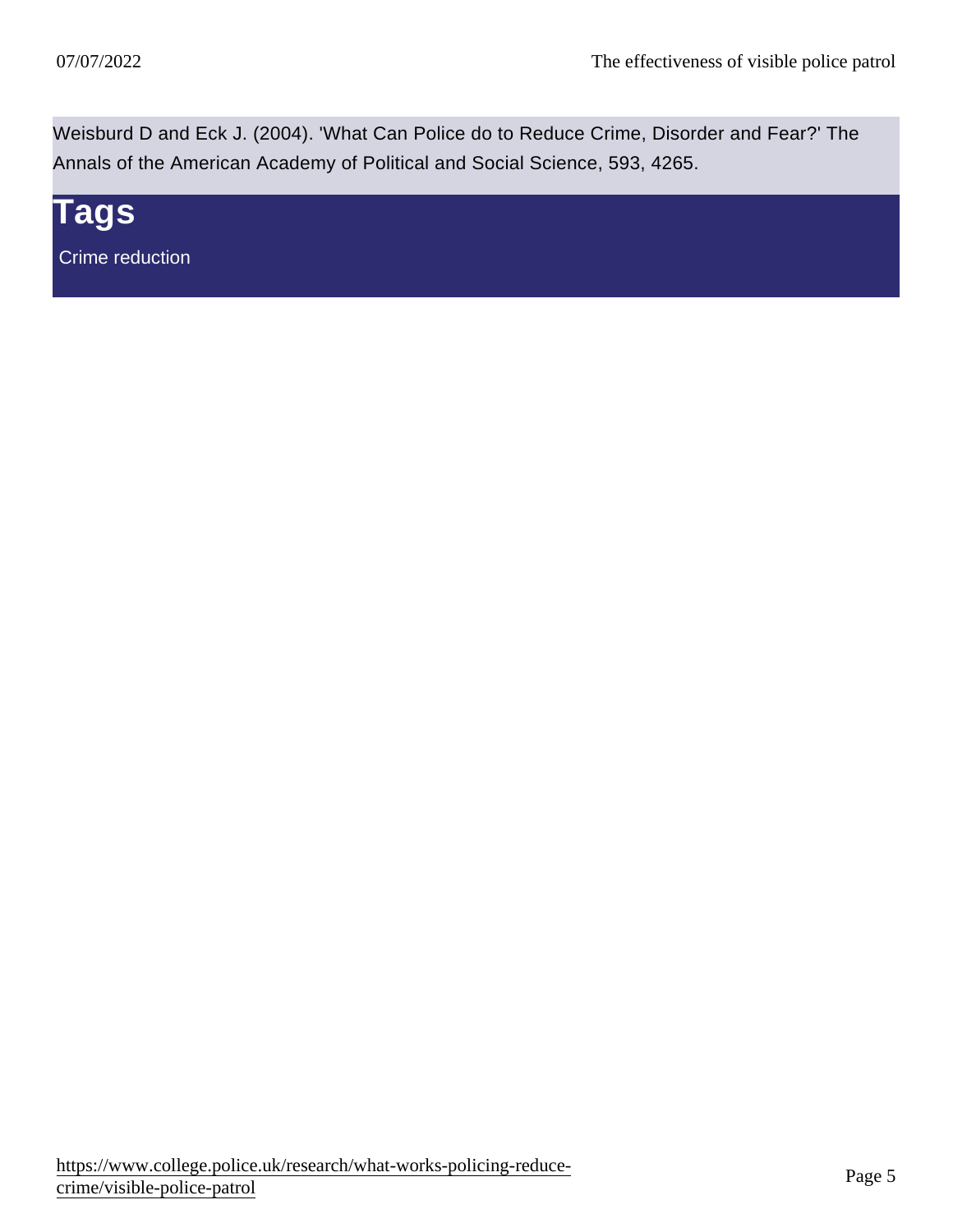Weisburd D and Eck J. (2004). 'What Can Police do to Reduce Crime, Disorder and Fear?' The Annals of the American Academy of Political and Social Science, 593, 4265.

# Tags

Crime reduction